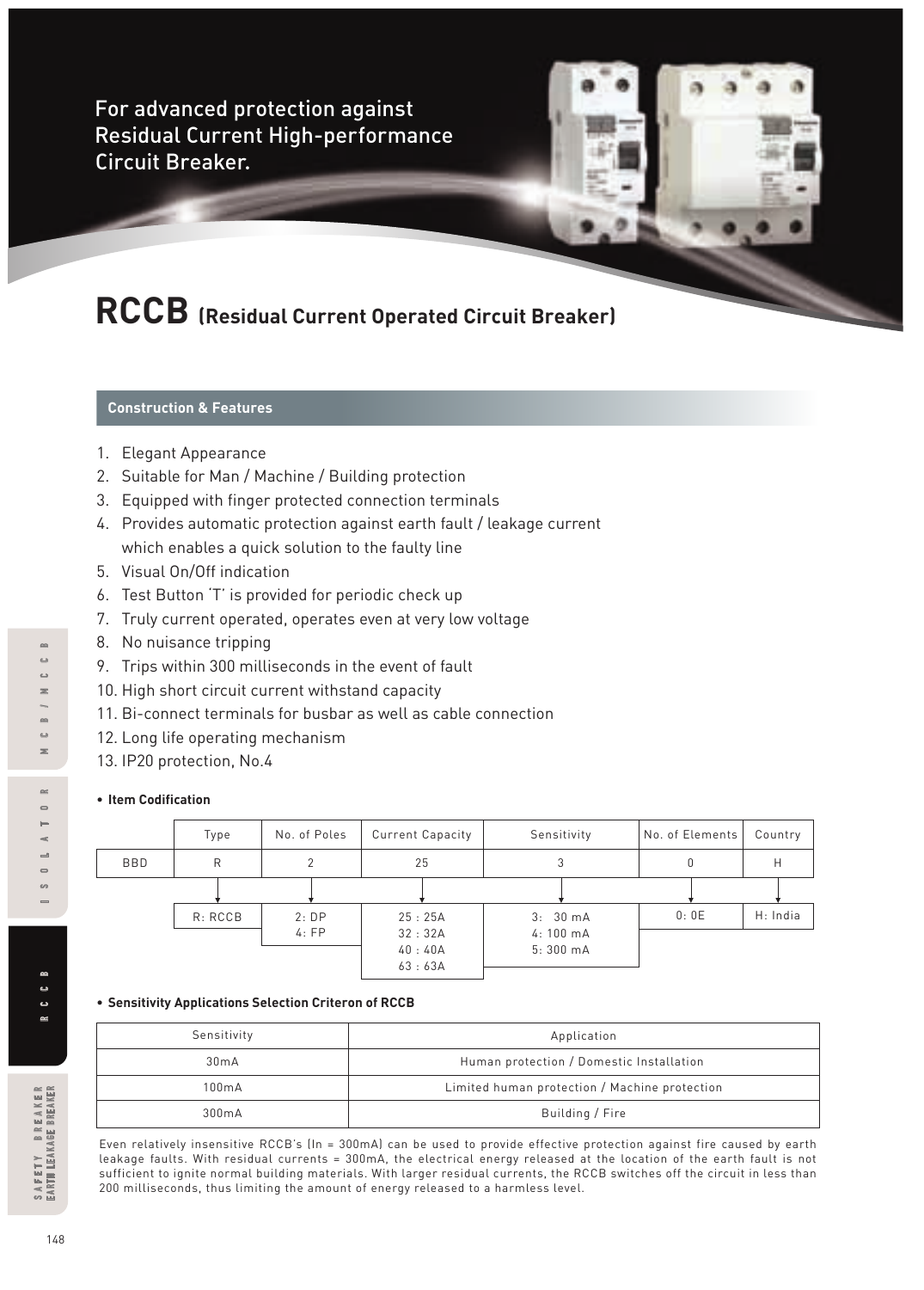For advanced protection against Residual Current High-performance Circuit Breaker.

# RCCB (Residual Current Operated Circuit Breaker)

## Construction & Features

1. Elegant Appearance
2. Suitable for Man / Machine / Building protection
3. Equipped with finger protected connection terminals
4. Provides automatic protection against earth fault / leakage current which enables a quick solution to the faulty line
5. Visual On/Off indication
6. Test Button 'T' is provided for periodic check up
7. Truly current operated, operates even at very low voltage
8. No nuisance tripping
9. Trips within 300 milliseconds in the event of fault
10. High short circuit current withstand capacity
11. Bi-connect terminals for busbar as well as cable connection
12. Long life operating mechanism
13. IP20 protection, No.4

- **Item Codification**

| | Type | No. of Poles | Current Capacity | Sensitivity | No. of Elements | Country |
|---|---|---|---|---|---|---|
| BBD | R | 2 | 25 | 3 | 0 | H |
| | R: RCCB | 2: DP<br>4: FP | 25 : 25A<br>32 : 32A<br>40 : 40A<br>63 : 63A | 3: 30 mA<br>4: 100 mA<br>5: 300 mA | 0: 0E | H: India |

- **Sensitivity Applications Selection Criteron of RCCB**

| Sensitivity | Application |
|---|---|
| 30mA | Human protection / Domestic Installation |
| 100mA | Limited human protection / Machine protection |
| 300mA | Building / Fire |

Even relatively insensitive RCCB's (In = 300mA) can be used to provide effective protection against fire caused by earth leakage faults. With residual currents = 300mA, the electrical energy released at the location of the earth fault is not sufficient to ignite normal building materials. With larger residual currents, the RCCB switches off the circuit in less than 200 milliseconds, thus limiting the amount of energy released to a harmless level.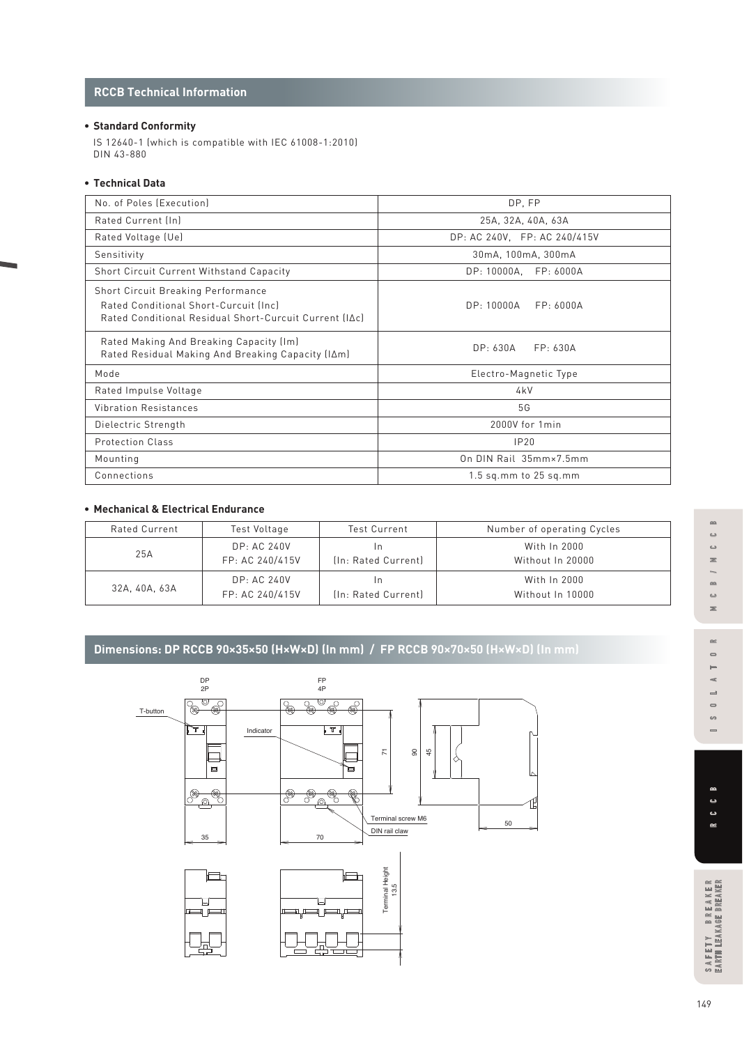## RCCB Technical Information

- **Standard Conformity**

IS 12640-1 (which is compatible with IEC 61008-1:2010)
DIN 43-880

- **Technical Data**

| | |
|---|---|
| No. of Poles (Execution) | DP, FP |
| Rated Current (In) | 25A, 32A, 40A, 63A |
| Rated Voltage (Ue) | DP: AC 240V, FP: AC 240/415V |
| Sensitivity | 30mA, 100mA, 300mA |
| Short Circuit Current Withstand Capacity | DP: 10000A, FP: 6000A |
| Short Circuit Breaking Performance<br>Rated Conditional Short-Curcuit (Inc)<br>Rated Conditional Residual Short-Curcuit Current (IΔc) | DP: 10000A FP: 6000A |
| Rated Making And Breaking Capacity (Im)<br>Rated Residual Making And Breaking Capacity (IΔm) | DP: 630A FP: 630A |
| Mode | Electro-Magnetic Type |
| Rated Impulse Voltage | 4kV |
| Vibration Resistances | 5G |
| Dielectric Strength | 2000V for 1min |
| Protection Class | IP20 |
| Mounting | On DIN Rail 35mm×7.5mm |
| Connections | 1.5 sq.mm to 25 sq.mm |

- **Mechanical & Electrical Endurance**

| Rated Current | Test Voltage | Test Current | Number of operating Cycles |
|---|---|---|---|
| 25A | DP: AC 240V<br>FP: AC 240/415V | In<br>(In: Rated Current) | With In 2000<br>Without In 20000 |
| 32A, 40A, 63A | DP: AC 240V<br>FP: AC 240/415V | In<br>(In: Rated Current) | With In 2000<br>Without In 10000 |

## Dimensions: DP RCCB 90×35×50 (H×W×D) (In mm) / FP RCCB 90×70×50 (H×W×D) (In mm)

DP
2P

FP
4P

T-button

Indicator

71

90

45

Terminal screw M6

DIN rail claw

35

70

50

Terminal Height
13.5